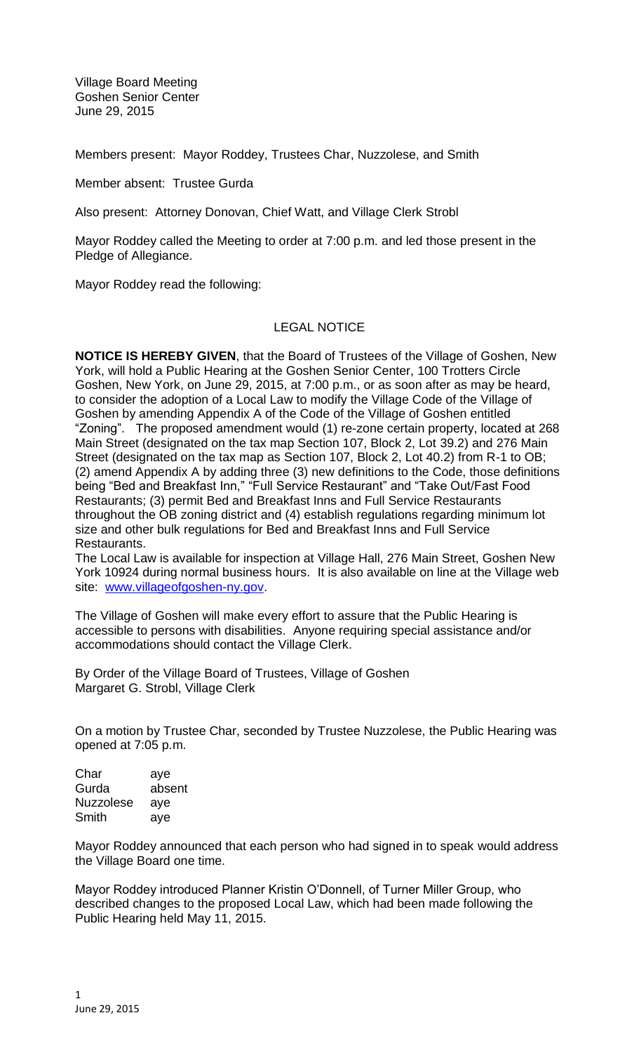Village Board Meeting
Goshen Senior Center
June 29, 2015

Members present: Mayor Roddey, Trustees Char, Nuzzolese, and Smith

Member absent: Trustee Gurda

Also present: Attorney Donovan, Chief Watt, and Village Clerk Strobl

Mayor Roddey called the Meeting to order at 7:00 p.m. and led those present in the Pledge of Allegiance.

Mayor Roddey read the following:

## LEGAL NOTICE

**NOTICE IS HEREBY GIVEN**, that the Board of Trustees of the Village of Goshen, New York, will hold a Public Hearing at the Goshen Senior Center, 100 Trotters Circle Goshen, New York, on June 29, 2015, at 7:00 p.m., or as soon after as may be heard, to consider the adoption of a Local Law to modify the Village Code of the Village of Goshen by amending Appendix A of the Code of the Village of Goshen entitled "Zoning". The proposed amendment would (1) re-zone certain property, located at 268 Main Street (designated on the tax map Section 107, Block 2, Lot 39.2) and 276 Main Street (designated on the tax map as Section 107, Block 2, Lot 40.2) from R-1 to OB; (2) amend Appendix A by adding three (3) new definitions to the Code, those definitions being "Bed and Breakfast Inn," "Full Service Restaurant" and "Take Out/Fast Food Restaurants; (3) permit Bed and Breakfast Inns and Full Service Restaurants throughout the OB zoning district and (4) establish regulations regarding minimum lot size and other bulk regulations for Bed and Breakfast Inns and Full Service Restaurants.

The Local Law is available for inspection at Village Hall, 276 Main Street, Goshen New York 10924 during normal business hours. It is also available on line at the Village web site: www.villageofgoshen-ny.gov.

The Village of Goshen will make every effort to assure that the Public Hearing is accessible to persons with disabilities. Anyone requiring special assistance and/or accommodations should contact the Village Clerk.

By Order of the Village Board of Trustees, Village of Goshen
Margaret G. Strobl, Village Clerk

On a motion by Trustee Char, seconded by Trustee Nuzzolese, the Public Hearing was opened at 7:05 p.m.

| | |
|---|---|
| Char | aye |
| Gurda | absent |
| Nuzzolese | aye |
| Smith | aye |

Mayor Roddey announced that each person who had signed in to speak would address the Village Board one time.

Mayor Roddey introduced Planner Kristin O'Donnell, of Turner Miller Group, who described changes to the proposed Local Law, which had been made following the Public Hearing held May 11, 2015.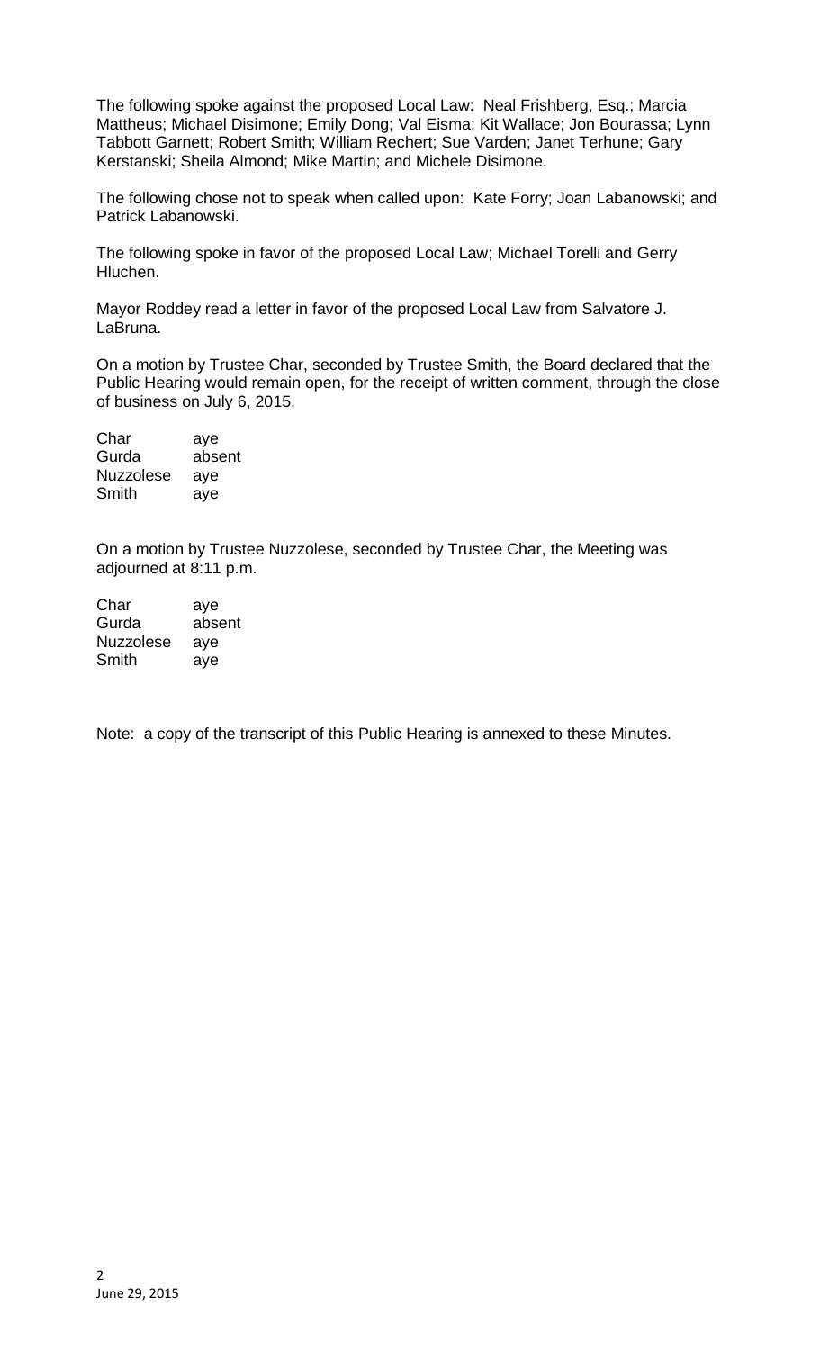The following spoke against the proposed Local Law: Neal Frishberg, Esq.; Marcia Mattheus; Michael Disimone; Emily Dong; Val Eisma; Kit Wallace; Jon Bourassa; Lynn Tabbott Garnett; Robert Smith; William Rechert; Sue Varden; Janet Terhune; Gary Kerstanski; Sheila Almond; Mike Martin; and Michele Disimone.

The following chose not to speak when called upon: Kate Forry; Joan Labanowski; and Patrick Labanowski.

The following spoke in favor of the proposed Local Law; Michael Torelli and Gerry Hluchen.

Mayor Roddey read a letter in favor of the proposed Local Law from Salvatore J. LaBruna.

On a motion by Trustee Char, seconded by Trustee Smith, the Board declared that the Public Hearing would remain open, for the receipt of written comment, through the close of business on July 6, 2015.

| | |
|---|---|
| Char | aye |
| Gurda | absent |
| Nuzzolese | aye |
| Smith | aye |

On a motion by Trustee Nuzzolese, seconded by Trustee Char, the Meeting was adjourned at 8:11 p.m.

| | |
|---|---|
| Char | aye |
| Gurda | absent |
| Nuzzolese | aye |
| Smith | aye |

Note: a copy of the transcript of this Public Hearing is annexed to these Minutes.

June 29, 2015